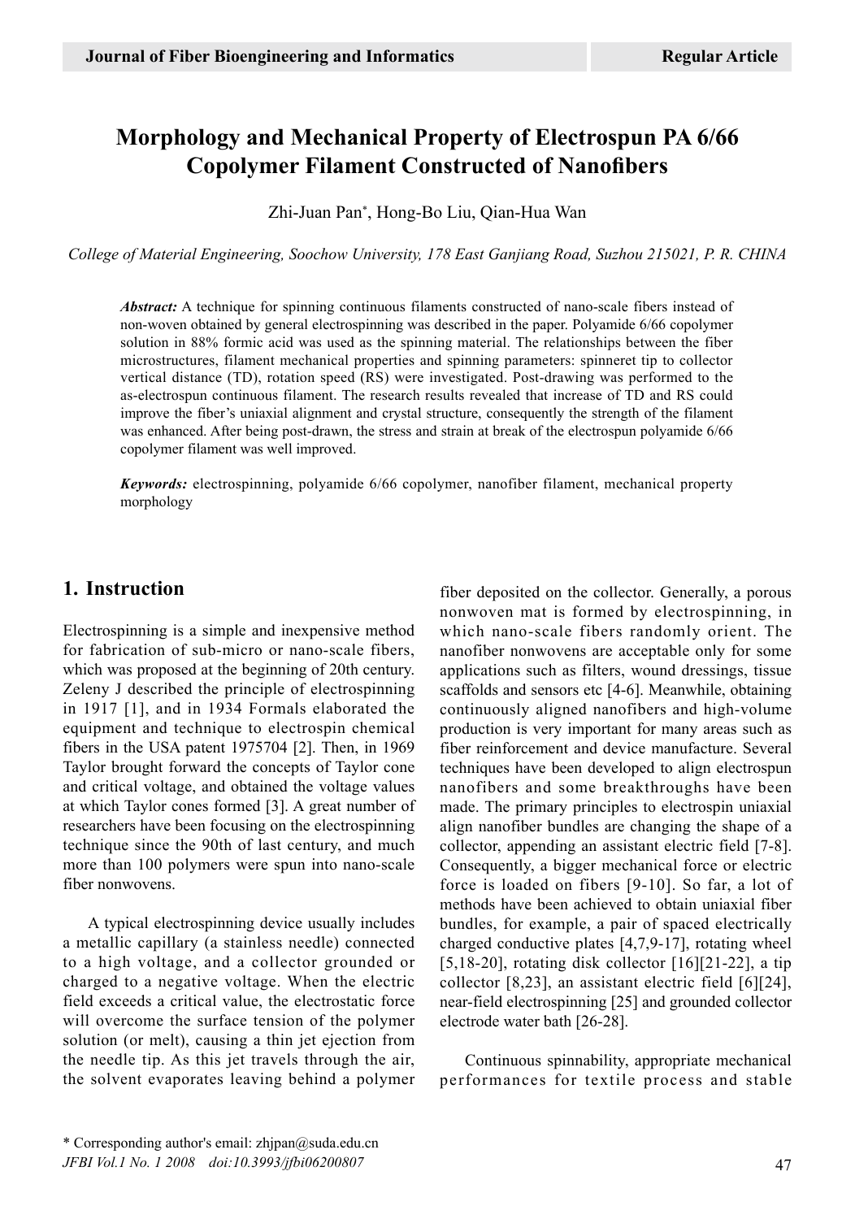# Morphology and Mechanical Property of Electrospun PA 6/66 Copolymer Filament Constructed of Nanofibers

Zhi-Juan Pan*, Hong-Bo Liu, Qian-Hua Wan

*College of Material Engineering, Soochow University, 178 East Ganjiang Road, Suzhou 215021, P. R. CHINA*

***Abstract:*** A technique for spinning continuous filaments constructed of nano-scale fibers instead of non-woven obtained by general electrospinning was described in the paper. Polyamide 6/66 copolymer solution in 88% formic acid was used as the spinning material. The relationships between the fiber microstructures, filament mechanical properties and spinning parameters: spinneret tip to collector vertical distance (TD), rotation speed (RS) were investigated. Post-drawing was performed to the as-electrospun continuous filament. The research results revealed that increase of TD and RS could improve the fiber's uniaxial alignment and crystal structure, consequently the strength of the filament was enhanced. After being post-drawn, the stress and strain at break of the electrospun polyamide 6/66 copolymer filament was well improved.

***Keywords:*** electrospinning, polyamide 6/66 copolymer, nanofiber filament, mechanical property morphology

## 1. Instruction

Electrospinning is a simple and inexpensive method for fabrication of sub-micro or nano-scale fibers, which was proposed at the beginning of 20th century. Zeleny J described the principle of electrospinning in 1917 [1], and in 1934 Formals elaborated the equipment and technique to electrospin chemical fibers in the USA patent 1975704 [2]. Then, in 1969 Taylor brought forward the concepts of Taylor cone and critical voltage, and obtained the voltage values at which Taylor cones formed [3]. A great number of researchers have been focusing on the electrospinning technique since the 90th of last century, and much more than 100 polymers were spun into nano-scale fiber nonwovens.

A typical electrospinning device usually includes a metallic capillary (a stainless needle) connected to a high voltage, and a collector grounded or charged to a negative voltage. When the electric field exceeds a critical value, the electrostatic force will overcome the surface tension of the polymer solution (or melt), causing a thin jet ejection from the needle tip. As this jet travels through the air, the solvent evaporates leaving behind a polymer fiber deposited on the collector. Generally, a porous nonwoven mat is formed by electrospinning, in which nano-scale fibers randomly orient. The nanofiber nonwovens are acceptable only for some applications such as filters, wound dressings, tissue scaffolds and sensors etc [4-6]. Meanwhile, obtaining continuously aligned nanofibers and high-volume production is very important for many areas such as fiber reinforcement and device manufacture. Several techniques have been developed to align electrospun nanofibers and some breakthroughs have been made. The primary principles to electrospin uniaxial align nanofiber bundles are changing the shape of a collector, appending an assistant electric field [7-8]. Consequently, a bigger mechanical force or electric force is loaded on fibers [9-10]. So far, a lot of methods have been achieved to obtain uniaxial fiber bundles, for example, a pair of spaced electrically charged conductive plates [4,7,9-17], rotating wheel [5,18-20], rotating disk collector [16][21-22], a tip collector [8,23], an assistant electric field [6][24], near-field electrospinning [25] and grounded collector electrode water bath [26-28].

Continuous spinnability, appropriate mechanical performances for textile process and stable

\* Corresponding author's email: zhjpan@suda.edu.cn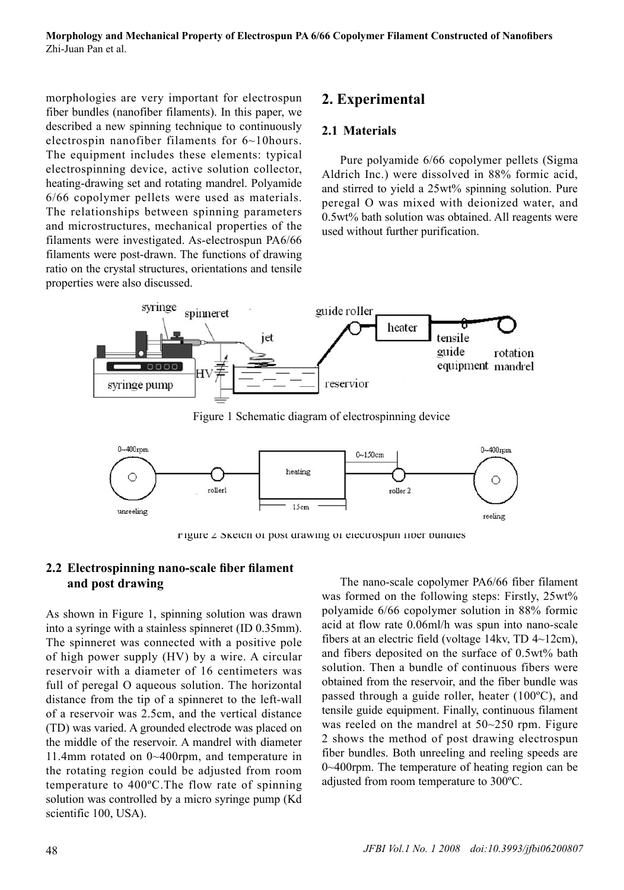morphologies are very important for electrospun fiber bundles (nanofiber filaments). In this paper, we described a new spinning technique to continuously electrospin nanofiber filaments for 6~10hours. The equipment includes these elements: typical electrospinning device, active solution collector, heating-drawing set and rotating mandrel. Polyamide 6/66 copolymer pellets were used as materials. The relationships between spinning parameters and microstructures, mechanical properties of the filaments were investigated. As-electrospun PA6/66 filaments were post-drawn. The functions of drawing ratio on the crystal structures, orientations and tensile properties were also discussed.

## 2. Experimental

### 2.1 Materials

Pure polyamide 6/66 copolymer pellets (Sigma Aldrich Inc.) were dissolved in 88% formic acid, and stirred to yield a 25wt% spinning solution. Pure peregal O was mixed with deionized water, and 0.5wt% bath solution was obtained. All reagents were used without further purification.

Figure 1 Schematic diagram of electrospinning device

Figure 2 Sketch of post drawing of electrospun fiber bundles

### 2.2 Electrospinning nano-scale fiber filament and post drawing

As shown in Figure 1, spinning solution was drawn into a syringe with a stainless spinneret (ID 0.35mm). The spinneret was connected with a positive pole of high power supply (HV) by a wire. A circular reservoir with a diameter of 16 centimeters was full of peregal O aqueous solution. The horizontal distance from the tip of a spinneret to the left-wall of a reservoir was 2.5cm, and the vertical distance (TD) was varied. A grounded electrode was placed on the middle of the reservoir. A mandrel with diameter 11.4mm rotated on 0~400rpm, and temperature in the rotating region could be adjusted from room temperature to 400ºC.The flow rate of spinning solution was controlled by a micro syringe pump (Kd scientific 100, USA).

The nano-scale copolymer PA6/66 fiber filament was formed on the following steps: Firstly, 25wt% polyamide 6/66 copolymer solution in 88% formic acid at flow rate 0.06ml/h was spun into nano-scale fibers at an electric field (voltage 14kv, TD 4~12cm), and fibers deposited on the surface of 0.5wt% bath solution. Then a bundle of continuous fibers were obtained from the reservoir, and the fiber bundle was passed through a guide roller, heater (100ºC), and tensile guide equipment. Finally, continuous filament was reeled on the mandrel at 50~250 rpm. Figure 2 shows the method of post drawing electrospun fiber bundles. Both unreeling and reeling speeds are 0~400rpm. The temperature of heating region can be adjusted from room temperature to 300ºC.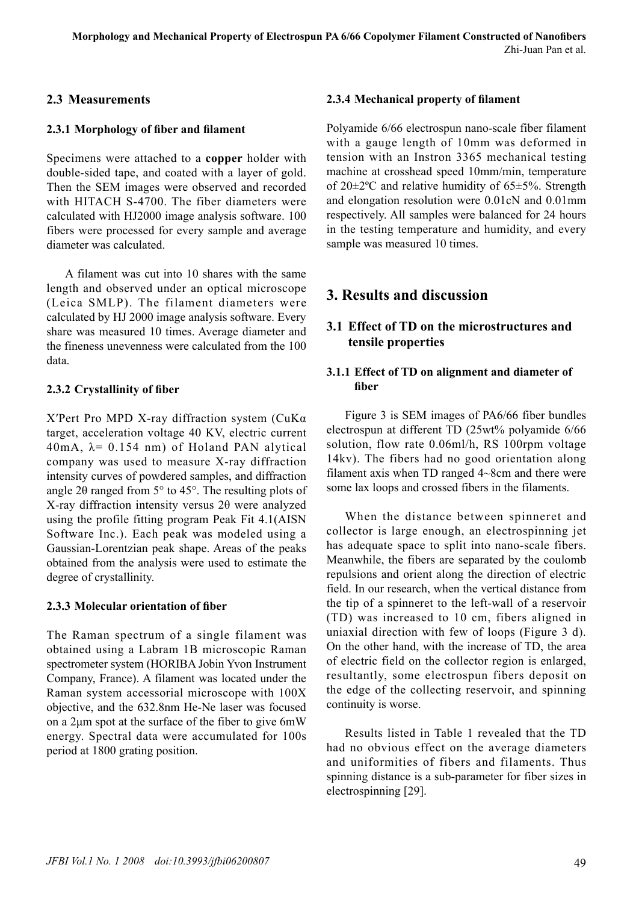## 2.3 Measurements

### 2.3.1 Morphology of fiber and filament

Specimens were attached to a **copper** holder with double-sided tape, and coated with a layer of gold. Then the SEM images were observed and recorded with HITACH S-4700. The fiber diameters were calculated with HJ2000 image analysis software. 100 fibers were processed for every sample and average diameter was calculated.

A filament was cut into 10 shares with the same length and observed under an optical microscope (Leica SMLP). The filament diameters were calculated by HJ 2000 image analysis software. Every share was measured 10 times. Average diameter and the fineness unevenness were calculated from the 100 data.

### 2.3.2 Crystallinity of fiber

X′Pert Pro MPD X-ray diffraction system (CuKα target, acceleration voltage 40 KV, electric current 40mA, $\lambda = 0.154$ nm) of Holand PAN alytical company was used to measure X-ray diffraction intensity curves of powdered samples, and diffraction angle 2θ ranged from 5° to 45°. The resulting plots of X-ray diffraction intensity versus 2θ were analyzed using the profile fitting program Peak Fit 4.1(AISN Software Inc.). Each peak was modeled using a Gaussian-Lorentzian peak shape. Areas of the peaks obtained from the analysis were used to estimate the degree of crystallinity.

### 2.3.3 Molecular orientation of fiber

The Raman spectrum of a single filament was obtained using a Labram 1B microscopic Raman spectrometer system (HORIBA Jobin Yvon Instrument Company, France). A filament was located under the Raman system accessorial microscope with 100X objective, and the 632.8nm He-Ne laser was focused on a 2μm spot at the surface of the fiber to give 6mW energy. Spectral data were accumulated for 100s period at 1800 grating position.

### 2.3.4 Mechanical property of filament

Polyamide 6/66 electrospun nano-scale fiber filament with a gauge length of 10mm was deformed in tension with an Instron 3365 mechanical testing machine at crosshead speed 10mm/min, temperature of 20±2ºC and relative humidity of 65±5%. Strength and elongation resolution were 0.01cN and 0.01mm respectively. All samples were balanced for 24 hours in the testing temperature and humidity, and every sample was measured 10 times.

# 3. Results and discussion

## 3.1 Effect of TD on the microstructures and tensile properties

### 3.1.1 Effect of TD on alignment and diameter of fiber

Figure 3 is SEM images of PA6/66 fiber bundles electrospun at different TD (25wt% polyamide 6/66 solution, flow rate 0.06ml/h, RS 100rpm voltage 14kv). The fibers had no good orientation along filament axis when TD ranged 4~8cm and there were some lax loops and crossed fibers in the filaments.

When the distance between spinneret and collector is large enough, an electrospinning jet has adequate space to split into nano-scale fibers. Meanwhile, the fibers are separated by the coulomb repulsions and orient along the direction of electric field. In our research, when the vertical distance from the tip of a spinneret to the left-wall of a reservoir (TD) was increased to 10 cm, fibers aligned in uniaxial direction with few of loops (Figure 3 d). On the other hand, with the increase of TD, the area of electric field on the collector region is enlarged, resultantly, some electrospun fibers deposit on the edge of the collecting reservoir, and spinning continuity is worse.

Results listed in Table 1 revealed that the TD had no obvious effect on the average diameters and uniformities of fibers and filaments. Thus spinning distance is a sub-parameter for fiber sizes in electrospinning [29].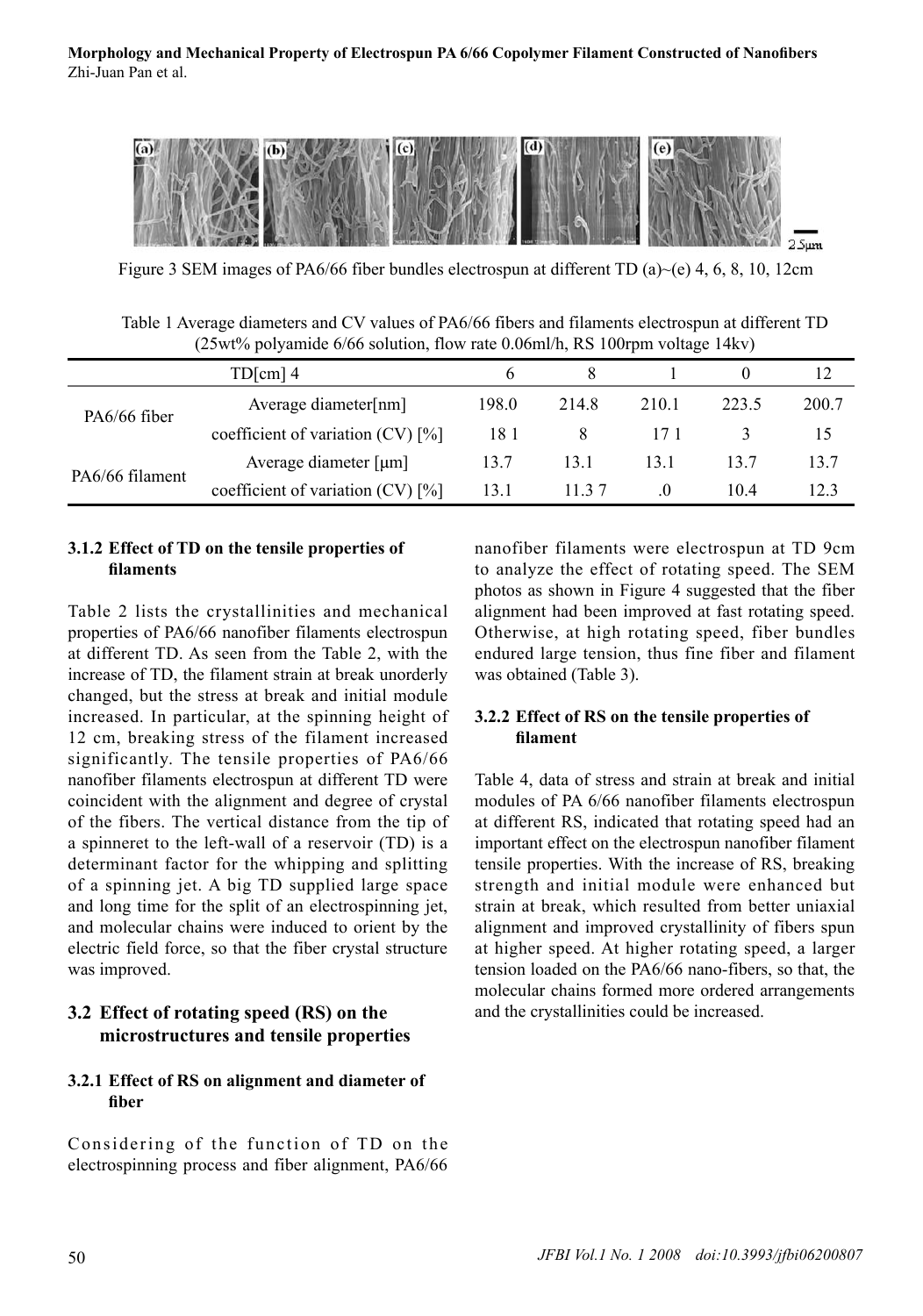Figure 3 SEM images of PA6/66 fiber bundles electrospun at different TD (a)~(e) 4, 6, 8, 10, 12cm

Table 1 Average diameters and CV values of PA6/66 fibers and filaments electrospun at different TD (25wt% polyamide 6/66 solution, flow rate 0.06ml/h, RS 100rpm voltage 14kv)

| | TD[cm] 4 | 6 | 8 | 1 | 0 | 12 |
|---|---|---|---|---|---|---|
| PA6/66 fiber | Average diameter[nm] | 198.0 | 214.8 | 210.1 | 223.5 | 200.7 |
| | coefficient of variation (CV) [%] | 18 1 | 8 | 17 1 | 3 | 15 |
| PA6/66 filament | Average diameter [μm] | 13.7 | 13.1 | 13.1 | 13.7 | 13.7 |
| | coefficient of variation (CV) [%] | 13.1 | 11.3 7 | .0 | 10.4 | 12.3 |

#### 3.1.2 Effect of TD on the tensile properties of filaments

Table 2 lists the crystallinities and mechanical properties of PA6/66 nanofiber filaments electrospun at different TD. As seen from the Table 2, with the increase of TD, the filament strain at break unorderly changed, but the stress at break and initial module increased. In particular, at the spinning height of 12 cm, breaking stress of the filament increased significantly. The tensile properties of PA6/66 nanofiber filaments electrospun at different TD were coincident with the alignment and degree of crystal of the fibers. The vertical distance from the tip of a spinneret to the left-wall of a reservoir (TD) is a determinant factor for the whipping and splitting of a spinning jet. A big TD supplied large space and long time for the split of an electrospinning jet, and molecular chains were induced to orient by the electric field force, so that the fiber crystal structure was improved.

### 3.2 Effect of rotating speed (RS) on the microstructures and tensile properties

#### 3.2.1 Effect of RS on alignment and diameter of fiber

Considering of the function of TD on the electrospinning process and fiber alignment, PA6/66 nanofiber filaments were electrospun at TD 9cm to analyze the effect of rotating speed. The SEM photos as shown in Figure 4 suggested that the fiber alignment had been improved at fast rotating speed. Otherwise, at high rotating speed, fiber bundles endured large tension, thus fine fiber and filament was obtained (Table 3).

#### 3.2.2 Effect of RS on the tensile properties of filament

Table 4, data of stress and strain at break and initial modules of PA 6/66 nanofiber filaments electrospun at different RS, indicated that rotating speed had an important effect on the electrospun nanofiber filament tensile properties. With the increase of RS, breaking strength and initial module were enhanced but strain at break, which resulted from better uniaxial alignment and improved crystallinity of fibers spun at higher speed. At higher rotating speed, a larger tension loaded on the PA6/66 nano-fibers, so that, the molecular chains formed more ordered arrangements and the crystallinities could be increased.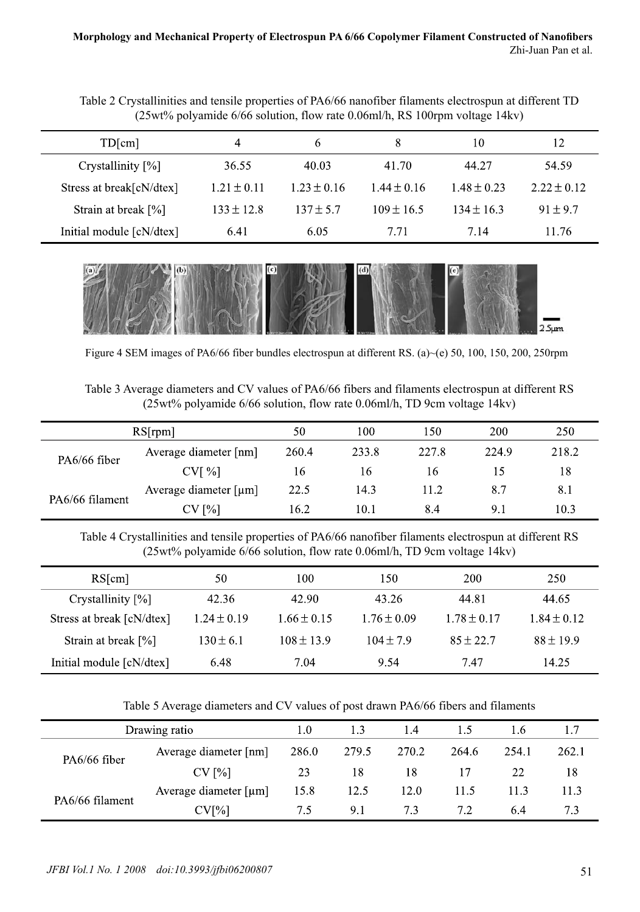Table 2 Crystallinities and tensile properties of PA6/66 nanofiber filaments electrospun at different TD (25wt% polyamide 6/66 solution, flow rate 0.06ml/h, RS 100rpm voltage 14kv)

| TD[cm] | 4 | 6 | 8 | 10 | 12 |
|---|---|---|---|---|---|
| Crystallinity [%] | 36.55 | 40.03 | 41.70 | 44.27 | 54.59 |
| Stress at break[cN/dtex] | $1.21 \pm 0.11$ | $1.23 \pm 0.16$ | $1.44 \pm 0.16$ | $1.48 \pm 0.23$ | $2.22 \pm 0.12$ |
| Strain at break [%] | $133 \pm 12.8$ | $137 \pm 5.7$ | $109 \pm 16.5$ | $134 \pm 16.3$ | $91 \pm 9.7$ |
| Initial module [cN/dtex] | 6.41 | 6.05 | 7.71 | 7.14 | 11.76 |

Figure 4 SEM images of PA6/66 fiber bundles electrospun at different RS. (a)~(e) 50, 100, 150, 200, 250rpm

Table 3 Average diameters and CV values of PA6/66 fibers and filaments electrospun at different RS (25wt% polyamide 6/66 solution, flow rate 0.06ml/h, TD 9cm voltage 14kv)

| RS[rpm] | | 50 | 100 | 150 | 200 | 250 |
|---|---|---|---|---|---|---|
| PA6/66 fiber | Average diameter [nm] | 260.4 | 233.8 | 227.8 | 224.9 | 218.2 |
| | CV[ %] | 16 | 16 | 16 | 15 | 18 |
| PA6/66 filament | Average diameter [μm] | 22.5 | 14.3 | 11.2 | 8.7 | 8.1 |
| | CV [%] | 16.2 | 10.1 | 8.4 | 9.1 | 10.3 |

Table 4 Crystallinities and tensile properties of PA6/66 nanofiber filaments electrospun at different RS (25wt% polyamide 6/66 solution, flow rate 0.06ml/h, TD 9cm voltage 14kv)

| RS[cm] | 50 | 100 | 150 | 200 | 250 |
|---|---|---|---|---|---|
| Crystallinity [%] | 42.36 | 42.90 | 43.26 | 44.81 | 44.65 |
| Stress at break [cN/dtex] | $1.24 \pm 0.19$ | $1.66 \pm 0.15$ | $1.76 \pm 0.09$ | $1.78 \pm 0.17$ | $1.84 \pm 0.12$ |
| Strain at break [%] | $130 \pm 6.1$ | $108 \pm 13.9$ | $104 \pm 7.9$ | $85 \pm 22.7$ | $88 \pm 19.9$ |
| Initial module [cN/dtex] | 6.48 | 7.04 | 9.54 | 7.47 | 14.25 |

Table 5 Average diameters and CV values of post drawn PA6/66 fibers and filaments

| Drawing ratio | | 1.0 | 1.3 | 1.4 | 1.5 | 1.6 | 1.7 |
|---|---|---|---|---|---|---|---|
| PA6/66 fiber | Average diameter [nm] | 286.0 | 279.5 | 270.2 | 264.6 | 254.1 | 262.1 |
| | CV [%] | 23 | 18 | 18 | 17 | 22 | 18 |
| PA6/66 filament | Average diameter [μm] | 15.8 | 12.5 | 12.0 | 11.5 | 11.3 | 11.3 |
| | CV[%] | 7.5 | 9.1 | 7.3 | 7.2 | 6.4 | 7.3 |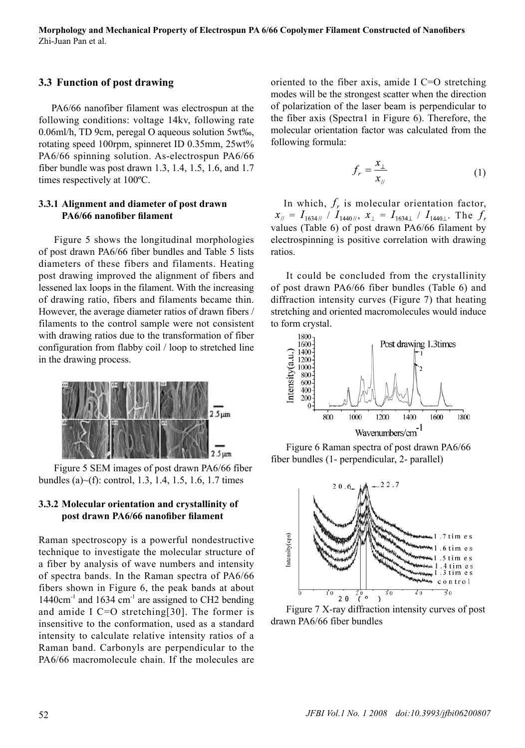### 3.3 Function of post drawing

PA6/66 nanofiber filament was electrospun at the following conditions: voltage 14kv, following rate 0.06ml/h, TD 9cm, peregal O aqueous solution 5wt‰, rotating speed 100rpm, spinneret ID 0.35mm, 25wt% PA6/66 spinning solution. As-electrospun PA6/66 fiber bundle was post drawn 1.3, 1.4, 1.5, 1.6, and 1.7 times respectively at 100ºC.

#### 3.3.1 Alignment and diameter of post drawn PA6/66 nanofiber filament

Figure 5 shows the longitudinal morphologies of post drawn PA6/66 fiber bundles and Table 5 lists diameters of these fibers and filaments. Heating post drawing improved the alignment of fibers and lessened lax loops in the filament. With the increasing of drawing ratio, fibers and filaments became thin. However, the average diameter ratios of drawn fibers / filaments to the control sample were not consistent with drawing ratios due to the transformation of fiber configuration from flabby coil / loop to stretched line in the drawing process.

Figure 5 SEM images of post drawn PA6/66 fiber bundles (a)~(f): control, 1.3, 1.4, 1.5, 1.6, 1.7 times

#### 3.3.2 Molecular orientation and crystallinity of post drawn PA6/66 nanofiber filament

Raman spectroscopy is a powerful nondestructive technique to investigate the molecular structure of a fiber by analysis of wave numbers and intensity of spectra bands. In the Raman spectra of PA6/66 fibers shown in Figure 6, the peak bands at about 1440cm$^{-1}$ and 1634 cm$^{-1}$ are assigned to CH2 bending and amide I C=O stretching[30]. The former is insensitive to the conformation, used as a standard intensity to calculate relative intensity ratios of a Raman band. Carbonyls are perpendicular to the PA6/66 macromolecule chain. If the molecules are oriented to the fiber axis, amide I C=O stretching modes will be the strongest scatter when the direction of polarization of the laser beam is perpendicular to the fiber axis (Spectra1 in Figure 6). Therefore, the molecular orientation factor was calculated from the following formula:

$$f_r = \frac{x_{\perp}}{x_{//}} \tag{1}$$

In which, $f_r$ is molecular orientation factor, $x_{//} = I_{1634//} / I_{1440//}$, $x_{\perp} = I_{1634\perp} / I_{1440\perp}$. The $f_r$ values (Table 6) of post drawn PA6/66 filament by electrospinning is positive correlation with drawing ratios.

It could be concluded from the crystallinity of post drawn PA6/66 fiber bundles (Table 6) and diffraction intensity curves (Figure 7) that heating stretching and oriented macromolecules would induce to form crystal.

Figure 6 Raman spectra of post drawn PA6/66 fiber bundles (1- perpendicular, 2- parallel)

Figure 7 X-ray diffraction intensity curves of post drawn PA6/66 fiber bundles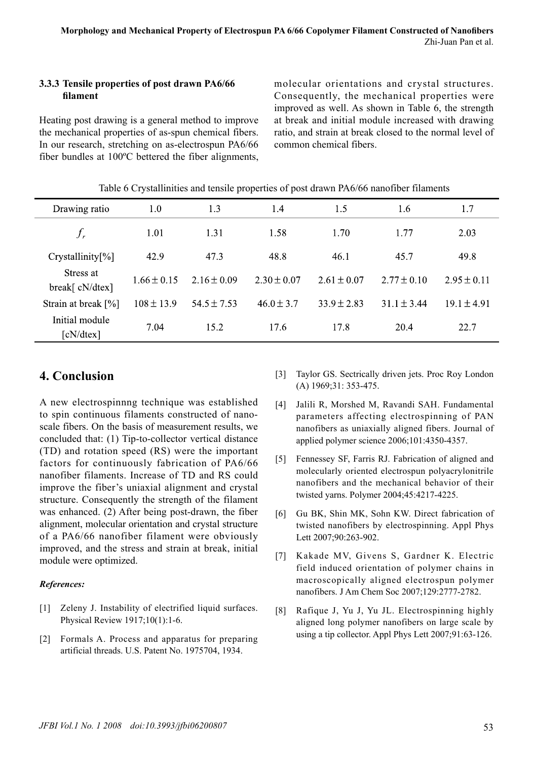### 3.3.3 Tensile properties of post drawn PA6/66 filament

Heating post drawing is a general method to improve the mechanical properties of as-spun chemical fibers. In our research, stretching on as-electrospun PA6/66 fiber bundles at 100ºC bettered the fiber alignments, molecular orientations and crystal structures. Consequently, the mechanical properties were improved as well. As shown in Table 6, the strength at break and initial module increased with drawing ratio, and strain at break closed to the normal level of common chemical fibers.

Table 6 Crystallinities and tensile properties of post drawn PA6/66 nanofiber filaments

| Drawing ratio | 1.0 | 1.3 | 1.4 | 1.5 | 1.6 | 1.7 |
|---|---|---|---|---|---|---|
| $f_r$ | 1.01 | 1.31 | 1.58 | 1.70 | 1.77 | 2.03 |
| Crystallinity[%] | 42.9 | 47.3 | 48.8 | 46.1 | 45.7 | 49.8 |
| Stress at break[ cN/dtex] | $1.66 \pm 0.15$ | $2.16 \pm 0.09$ | $2.30 \pm 0.07$ | $2.61 \pm 0.07$ | $2.77 \pm 0.10$ | $2.95 \pm 0.11$ |
| Strain at break [%] | $108 \pm 13.9$ | $54.5 \pm 7.53$ | $46.0 \pm 3.7$ | $33.9 \pm 2.83$ | $31.1 \pm 3.44$ | $19.1 \pm 4.91$ |
| Initial module [cN/dtex] | 7.04 | 15.2 | 17.6 | 17.8 | 20.4 | 22.7 |

## 4. Conclusion

A new electrospinnng technique was established to spin continuous filaments constructed of nano-scale fibers. On the basis of measurement results, we concluded that: (1) Tip-to-collector vertical distance (TD) and rotation speed (RS) were the important factors for continuously fabrication of PA6/66 nanofiber filaments. Increase of TD and RS could improve the fiber's uniaxial alignment and crystal structure. Consequently the strength of the filament was enhanced. (2) After being post-drawn, the fiber alignment, molecular orientation and crystal structure of a PA6/66 nanofiber filament were obviously improved, and the stress and strain at break, initial module were optimized.

#### *References:*

[1] Zeleny J. Instability of electrified liquid surfaces. Physical Review 1917;10(1):1-6.

[2] Formals A. Process and apparatus for preparing artificial threads. U.S. Patent No. 1975704, 1934.

[3] Taylor GS. Sectrically driven jets. Proc Roy London (A) 1969;31: 353-475.

[4] Jalili R, Morshed M, Ravandi SAH. Fundamental parameters affecting electrospinning of PAN nanofibers as uniaxially aligned fibers. Journal of applied polymer science 2006;101:4350-4357.

[5] Fennessey SF, Farris RJ. Fabrication of aligned and molecularly oriented electrospun polyacrylonitrile nanofibers and the mechanical behavior of their twisted yarns. Polymer 2004;45:4217-4225.

[6] Gu BK, Shin MK, Sohn KW. Direct fabrication of twisted nanofibers by electrospinning. Appl Phys Lett 2007;90:263-902.

[7] Kakade MV, Givens S, Gardner K. Electric field induced orientation of polymer chains in macroscopically aligned electrospun polymer nanofibers. J Am Chem Soc 2007;129:2777-2782.

[8] Rafique J, Yu J, Yu JL. Electrospinning highly aligned long polymer nanofibers on large scale by using a tip collector. Appl Phys Lett 2007;91:63-126.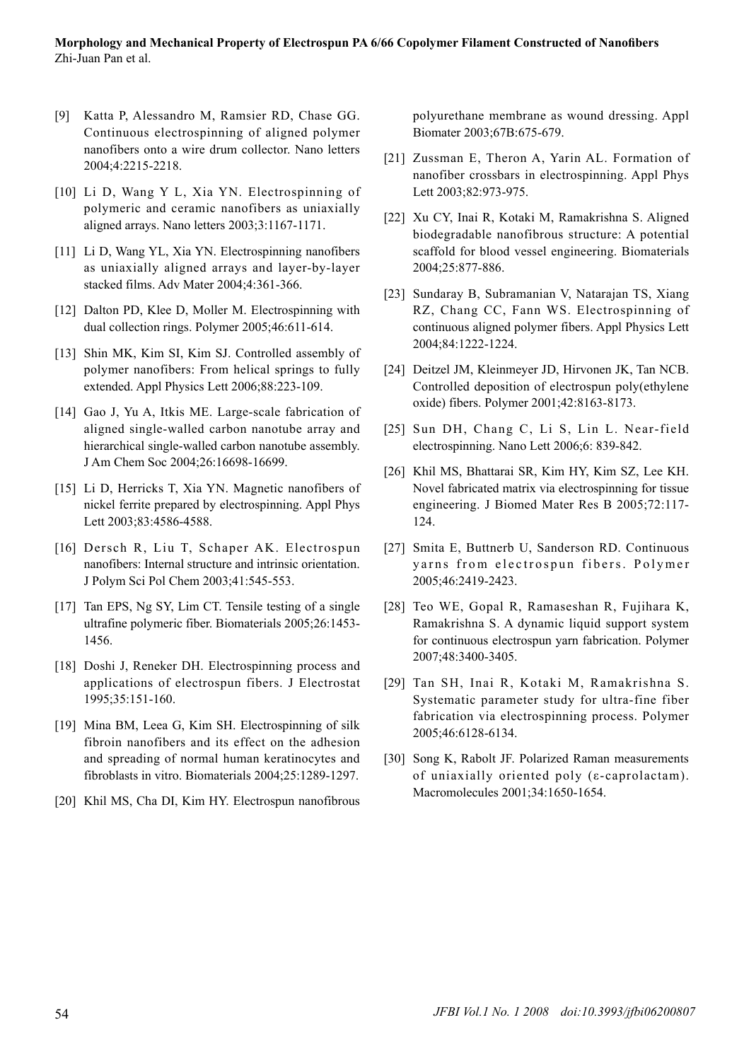[9] Katta P, Alessandro M, Ramsier RD, Chase GG. Continuous electrospinning of aligned polymer nanofibers onto a wire drum collector. Nano letters 2004;4:2215-2218.

[10] Li D, Wang Y L, Xia YN. Electrospinning of polymeric and ceramic nanofibers as uniaxially aligned arrays. Nano letters 2003;3:1167-1171.

[11] Li D, Wang YL, Xia YN. Electrospinning nanofibers as uniaxially aligned arrays and layer-by-layer stacked films. Adv Mater 2004;4:361-366.

[12] Dalton PD, Klee D, Moller M. Electrospinning with dual collection rings. Polymer 2005;46:611-614.

[13] Shin MK, Kim SI, Kim SJ. Controlled assembly of polymer nanofibers: From helical springs to fully extended. Appl Physics Lett 2006;88:223-109.

[14] Gao J, Yu A, Itkis ME. Large-scale fabrication of aligned single-walled carbon nanotube array and hierarchical single-walled carbon nanotube assembly. J Am Chem Soc 2004;26:16698-16699.

[15] Li D, Herricks T, Xia YN. Magnetic nanofibers of nickel ferrite prepared by electrospinning. Appl Phys Lett 2003;83:4586-4588.

[16] Dersch R, Liu T, Schaper AK. Electrospun nanofibers: Internal structure and intrinsic orientation. J Polym Sci Pol Chem 2003;41:545-553.

[17] Tan EPS, Ng SY, Lim CT. Tensile testing of a single ultrafine polymeric fiber. Biomaterials 2005;26:1453-1456.

[18] Doshi J, Reneker DH. Electrospinning process and applications of electrospun fibers. J Electrostat 1995;35:151-160.

[19] Mina BM, Leea G, Kim SH. Electrospinning of silk fibroin nanofibers and its effect on the adhesion and spreading of normal human keratinocytes and fibroblasts in vitro. Biomaterials 2004;25:1289-1297.

[20] Khil MS, Cha DI, Kim HY. Electrospun nanofibrous polyurethane membrane as wound dressing. Appl Biomater 2003;67B:675-679.

[21] Zussman E, Theron A, Yarin AL. Formation of nanofiber crossbars in electrospinning. Appl Phys Lett 2003;82:973-975.

[22] Xu CY, Inai R, Kotaki M, Ramakrishna S. Aligned biodegradable nanofibrous structure: A potential scaffold for blood vessel engineering. Biomaterials 2004;25:877-886.

[23] Sundaray B, Subramanian V, Natarajan TS, Xiang RZ, Chang CC, Fann WS. Electrospinning of continuous aligned polymer fibers. Appl Physics Lett 2004;84:1222-1224.

[24] Deitzel JM, Kleinmeyer JD, Hirvonen JK, Tan NCB. Controlled deposition of electrospun poly(ethylene oxide) fibers. Polymer 2001;42:8163-8173.

[25] Sun DH, Chang C, Li S, Lin L. Near-field electrospinning. Nano Lett 2006;6: 839-842.

[26] Khil MS, Bhattarai SR, Kim HY, Kim SZ, Lee KH. Novel fabricated matrix via electrospinning for tissue engineering. J Biomed Mater Res B 2005;72:117-124.

[27] Smita E, Buttnerb U, Sanderson RD. Continuous yarns from electrospun fibers. Polymer 2005;46:2419-2423.

[28] Teo WE, Gopal R, Ramaseshan R, Fujihara K, Ramakrishna S. A dynamic liquid support system for continuous electrospun yarn fabrication. Polymer 2007;48:3400-3405.

[29] Tan SH, Inai R, Kotaki M, Ramakrishna S. Systematic parameter study for ultra-fine fiber fabrication via electrospinning process. Polymer 2005;46:6128-6134.

[30] Song K, Rabolt JF. Polarized Raman measurements of uniaxially oriented poly (ε-caprolactam). Macromolecules 2001;34:1650-1654.